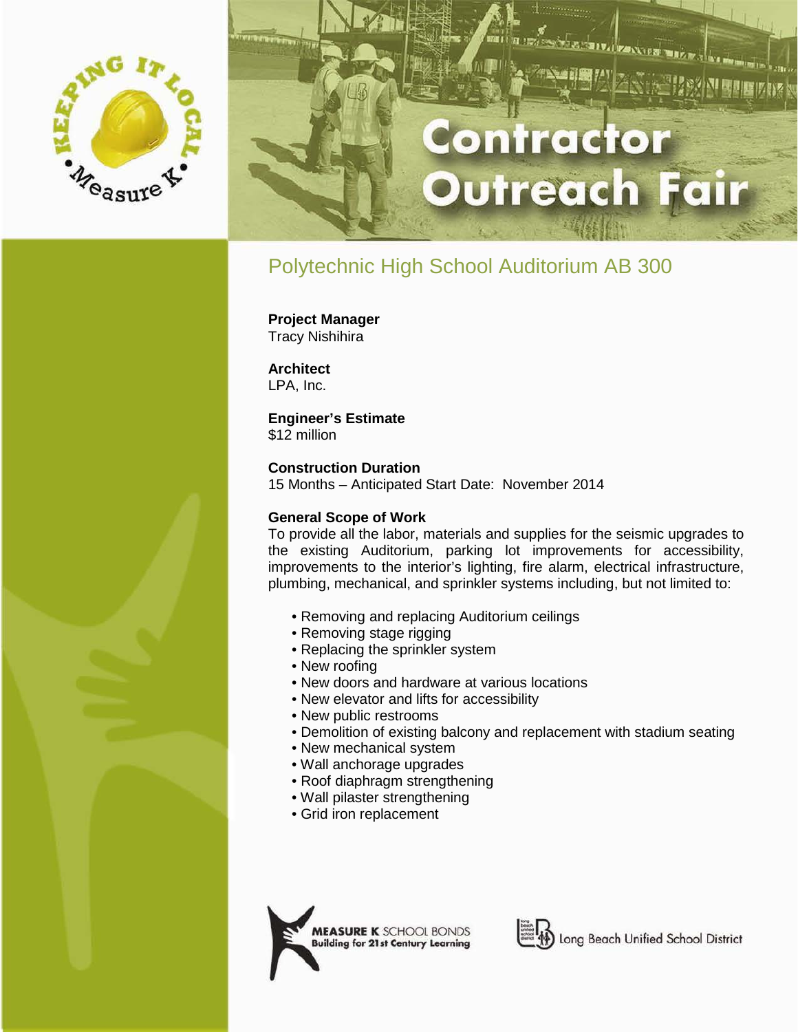# Contractor Outreach Fair

KEEPING IT LOCAL • Measure K •

## Polytechnic High School Auditorium AB 300

**Project Manager**
Tracy Nishihira

**Architect**
LPA, Inc.

**Engineer's Estimate**
$12 million

**Construction Duration**
15 Months – Anticipated Start Date: November 2014

**General Scope of Work**
To provide all the labor, materials and supplies for the seismic upgrades to the existing Auditorium, parking lot improvements for accessibility, improvements to the interior's lighting, fire alarm, electrical infrastructure, plumbing, mechanical, and sprinkler systems including, but not limited to:

- Removing and replacing Auditorium ceilings
- Removing stage rigging
- Replacing the sprinkler system
- New roofing
- New doors and hardware at various locations
- New elevator and lifts for accessibility
- New public restrooms
- Demolition of existing balcony and replacement with stadium seating
- New mechanical system
- Wall anchorage upgrades
- Roof diaphragm strengthening
- Wall pilaster strengthening
- Grid iron replacement

**MEASURE K** SCHOOL BONDS
Building for 21st Century Learning

Long Beach Unified School District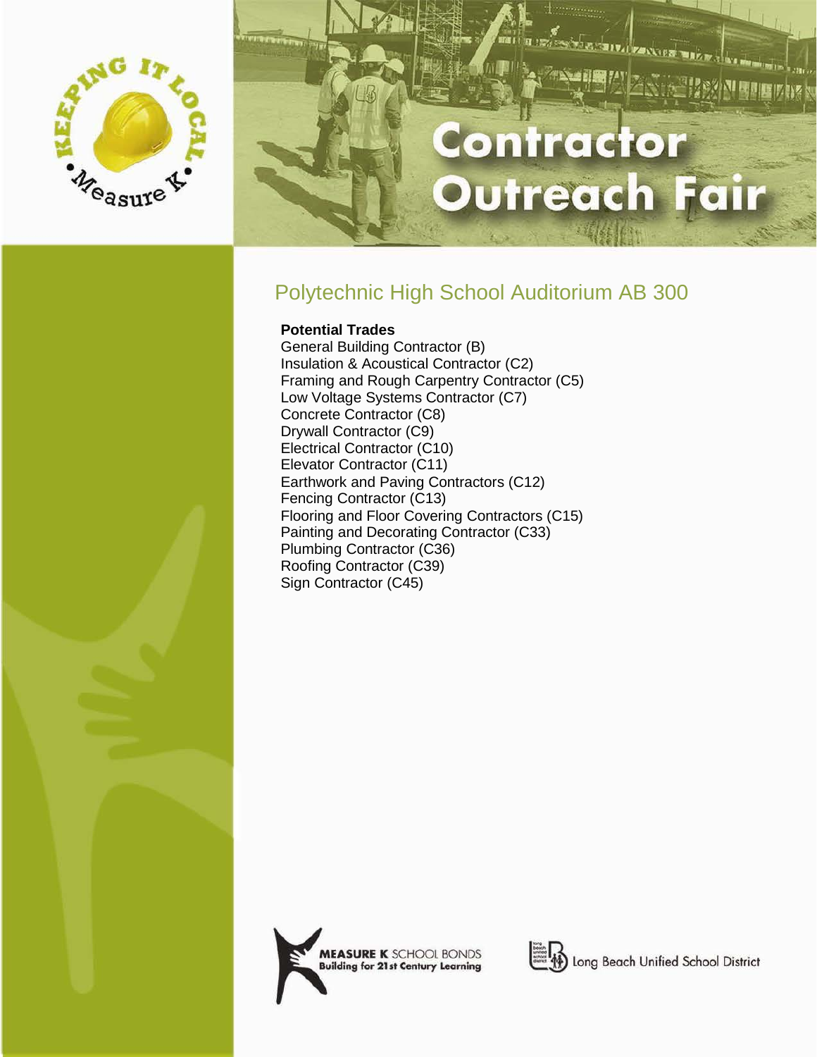# Contractor Outreach Fair

## Polytechnic High School Auditorium AB 300

**Potential Trades**

General Building Contractor (B)
Insulation & Acoustical Contractor (C2)
Framing and Rough Carpentry Contractor (C5)
Low Voltage Systems Contractor (C7)
Concrete Contractor (C8)
Drywall Contractor (C9)
Electrical Contractor (C10)
Elevator Contractor (C11)
Earthwork and Paving Contractors (C12)
Fencing Contractor (C13)
Flooring and Floor Covering Contractors (C15)
Painting and Decorating Contractor (C33)
Plumbing Contractor (C36)
Roofing Contractor (C39)
Sign Contractor (C45)

KEEPING IT LOCAL • Measure K •

**MEASURE K** SCHOOL BONDS
**Building for 21st Century Learning**

Long Beach Unified School District